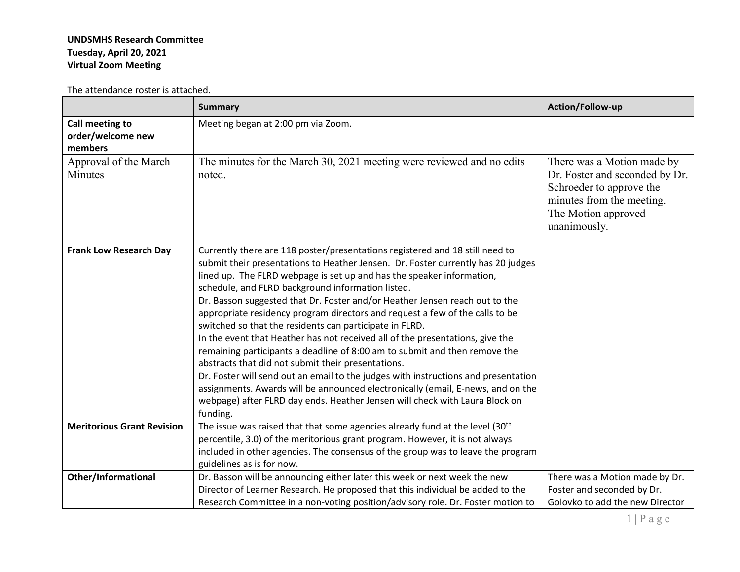**UNDSMHS Research Committee**
**Tuesday, April 20, 2021**
**Virtual Zoom Meeting**

The attendance roster is attached.

| | Summary | Action/Follow-up |
|---|---|---|
| **Call meeting to order/welcome new members** | Meeting began at 2:00 pm via Zoom. | |
| Approval of the March Minutes | The minutes for the March 30, 2021 meeting were reviewed and no edits noted. | There was a Motion made by Dr. Foster and seconded by Dr. Schroeder to approve the minutes from the meeting. The Motion approved unanimously. |
| **Frank Low Research Day** | Currently there are 118 poster/presentations registered and 18 still need to submit their presentations to Heather Jensen. Dr. Foster currently has 20 judges lined up. The FLRD webpage is set up and has the speaker information, schedule, and FLRD background information listed.<br>Dr. Basson suggested that Dr. Foster and/or Heather Jensen reach out to the appropriate residency program directors and request a few of the calls to be switched so that the residents can participate in FLRD.<br>In the event that Heather has not received all of the presentations, give the remaining participants a deadline of 8:00 am to submit and then remove the abstracts that did not submit their presentations.<br>Dr. Foster will send out an email to the judges with instructions and presentation assignments. Awards will be announced electronically (email, E-news, and on the webpage) after FLRD day ends. Heather Jensen will check with Laura Block on funding. | |
| **Meritorious Grant Revision** | The issue was raised that that some agencies already fund at the level (30th percentile, 3.0) of the meritorious grant program. However, it is not always included in other agencies. The consensus of the group was to leave the program guidelines as is for now. | |
| **Other/Informational** | Dr. Basson will be announcing either later this week or next week the new Director of Learner Research. He proposed that this individual be added to the Research Committee in a non-voting position/advisory role. Dr. Foster motion to | There was a Motion made by Dr. Foster and seconded by Dr. Golovko to add the new Director |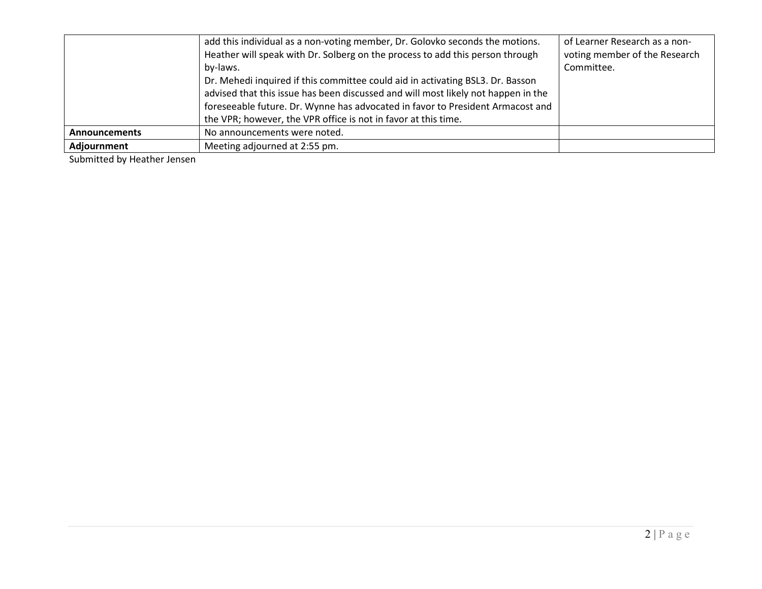| | | |
|---|---|---|
| | add this individual as a non-voting member, Dr. Golovko seconds the motions. Heather will speak with Dr. Solberg on the process to add this person through by-laws.<br>Dr. Mehedi inquired if this committee could aid in activating BSL3. Dr. Basson advised that this issue has been discussed and will most likely not happen in the foreseeable future. Dr. Wynne has advocated in favor to President Armacost and the VPR; however, the VPR office is not in favor at this time. | of Learner Research as a non-voting member of the Research Committee. |
| **Announcements** | No announcements were noted. | |
| **Adjournment** | Meeting adjourned at 2:55 pm. | |

Submitted by Heather Jensen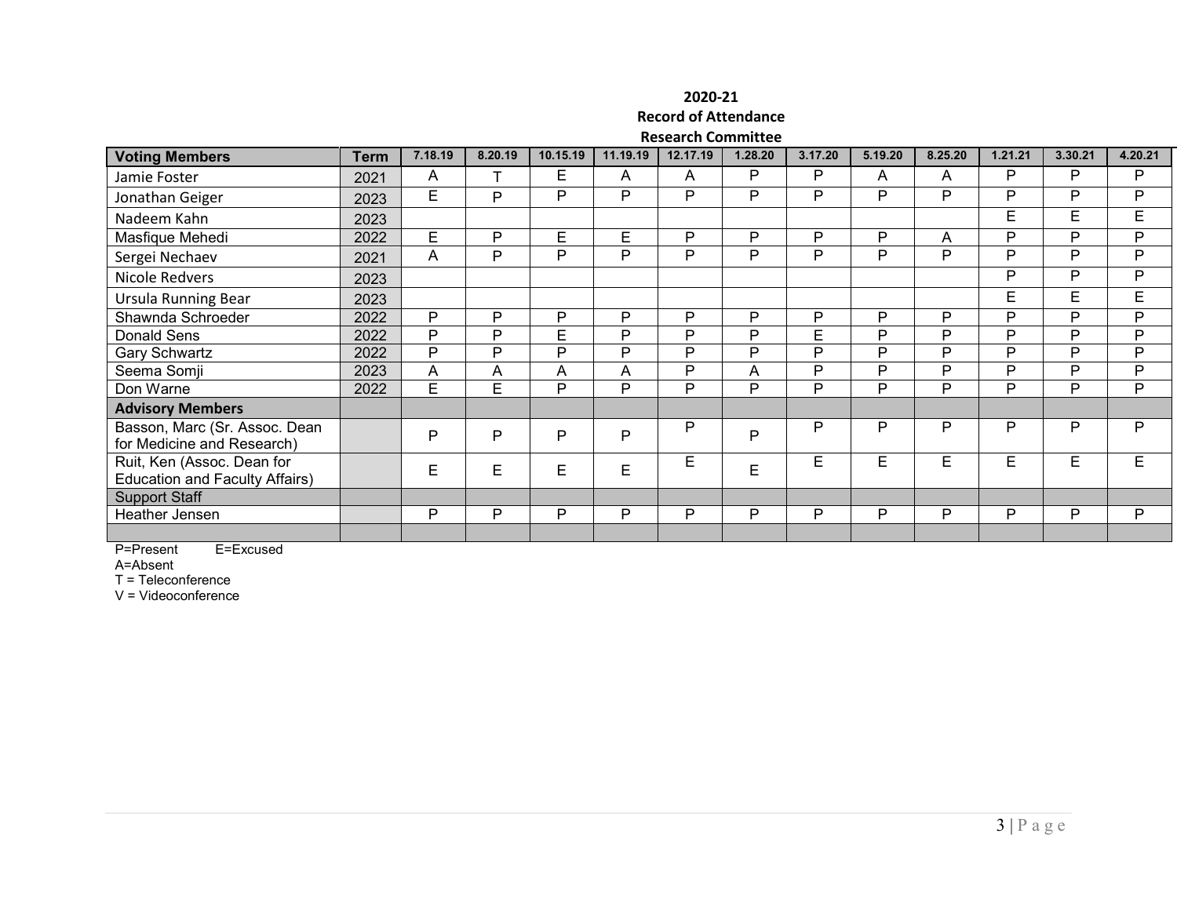**2020-21**
**Record of Attendance**
**Research Committee**

| Voting Members | Term | 7.18.19 | 8.20.19 | 10.15.19 | 11.19.19 | 12.17.19 | 1.28.20 | 3.17.20 | 5.19.20 | 8.25.20 | 1.21.21 | 3.30.21 | 4.20.21 |
|---|---|---|---|---|---|---|---|---|---|---|---|---|---|
| Jamie Foster | 2021 | A | T | E | A | A | P | P | A | A | P | P | P |
| Jonathan Geiger | 2023 | E | P | P | P | P | P | P | P | P | P | P | P |
| Nadeem Kahn | 2023 | | | | | | | | | | E | E | E |
| Masfique Mehedi | 2022 | E | P | E | E | P | P | P | P | A | P | P | P |
| Sergei Nechaev | 2021 | A | P | P | P | P | P | P | P | P | P | P | P |
| Nicole Redvers | 2023 | | | | | | | | | | P | P | P |
| Ursula Running Bear | 2023 | | | | | | | | | | E | E | E |
| Shawnda Schroeder | 2022 | P | P | P | P | P | P | P | P | P | P | P | P |
| Donald Sens | 2022 | P | P | E | P | P | P | E | P | P | P | P | P |
| Gary Schwartz | 2022 | P | P | P | P | P | P | P | P | P | P | P | P |
| Seema Somji | 2023 | A | A | A | A | P | A | P | P | P | P | P | P |
| Don Warne | 2022 | E | E | P | P | P | P | P | P | P | P | P | P |
| **Advisory Members** | | | | | | | | | | | | | |
| Basson, Marc (Sr. Assoc. Dean for Medicine and Research) | | P | P | P | P | P | P | P | P | P | P | P | P |
| Ruit, Ken (Assoc. Dean for Education and Faculty Affairs) | | E | E | E | E | E | E | E | E | E | E | E | E |
| Support Staff | | | | | | | | | | | | | |
| Heather Jensen | | P | P | P | P | P | P | P | P | P | P | P | P |
| | | | | | | | | | | | | | |

P=Present E=Excused
A=Absent
T = Teleconference
V = Videoconference